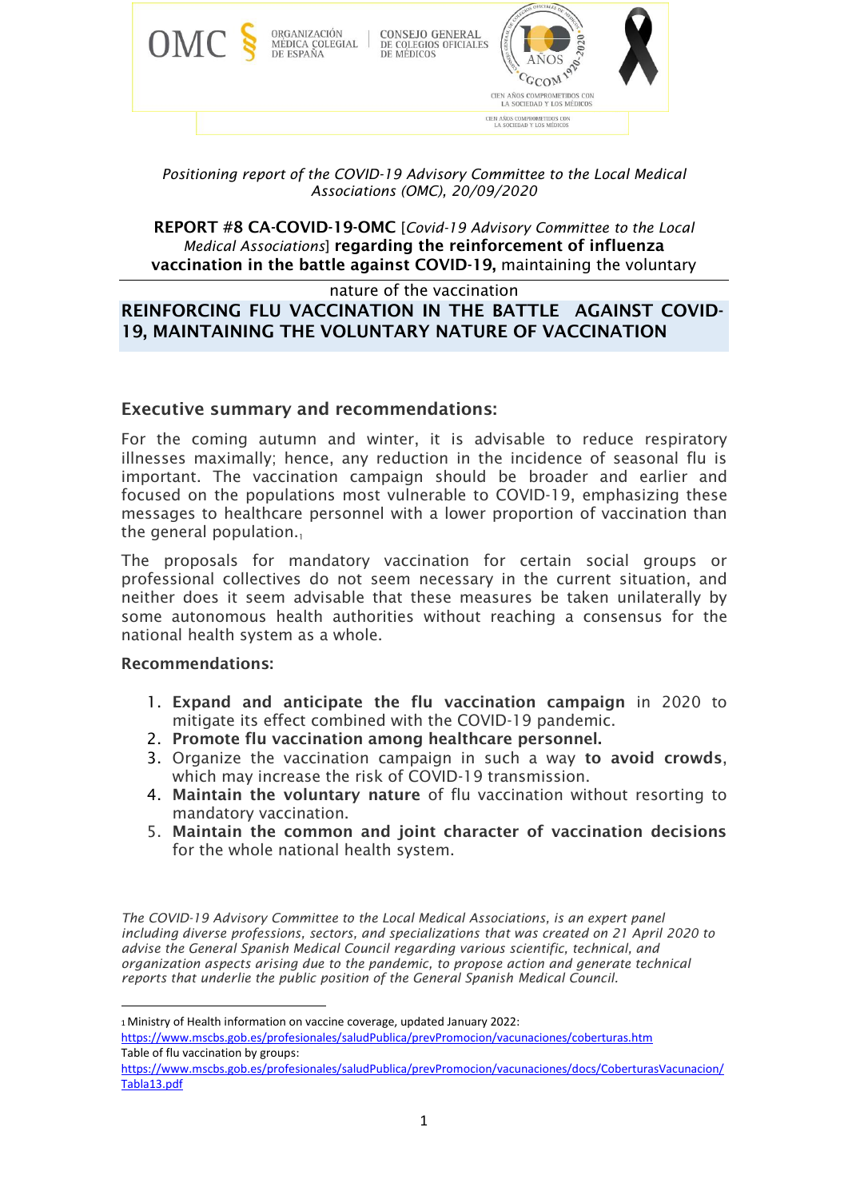*Positioning report of the COVID-19 Advisory Committee to the Local Medical Associations (OMC), 20/09/2020*

**REPORT #8 CA-COVID-19-OMC** [*Covid-19 Advisory Committee to the Local Medical Associations*] **regarding the reinforcement of influenza vaccination in the battle against COVID-19,** maintaining the voluntary nature of the vaccination

## REINFORCING FLU VACCINATION IN THE BATTLE AGAINST COVID-19, MAINTAINING THE VOLUNTARY NATURE OF VACCINATION

### Executive summary and recommendations:

For the coming autumn and winter, it is advisable to reduce respiratory illnesses maximally; hence, any reduction in the incidence of seasonal flu is important. The vaccination campaign should be broader and earlier and focused on the populations most vulnerable to COVID-19, emphasizing these messages to healthcare personnel with a lower proportion of vaccination than the general population.[1]

The proposals for mandatory vaccination for certain social groups or professional collectives do not seem necessary in the current situation, and neither does it seem advisable that these measures be taken unilaterally by some autonomous health authorities without reaching a consensus for the national health system as a whole.

**Recommendations:**

1. **Expand and anticipate the flu vaccination campaign** in 2020 to mitigate its effect combined with the COVID-19 pandemic.
2. **Promote flu vaccination among healthcare personnel.**
3. Organize the vaccination campaign in such a way **to avoid crowds**, which may increase the risk of COVID-19 transmission.
4. **Maintain the voluntary nature** of flu vaccination without resorting to mandatory vaccination.
5. **Maintain the common and joint character of vaccination decisions** for the whole national health system.

*The COVID-19 Advisory Committee to the Local Medical Associations, is an expert panel including diverse professions, sectors, and specializations that was created on 21 April 2020 to advise the General Spanish Medical Council regarding various scientific, technical, and organization aspects arising due to the pandemic, to propose action and generate technical reports that underlie the public position of the General Spanish Medical Council.*

---

[1] Ministry of Health information on vaccine coverage, updated January 2022: https://www.mscbs.gob.es/profesionales/saludPublica/prevPromocion/vacunaciones/coberturas.htm
Table of flu vaccination by groups: https://www.mscbs.gob.es/profesionales/saludPublica/prevPromocion/vacunaciones/docs/CoberturasVacunacion/Tabla13.pdf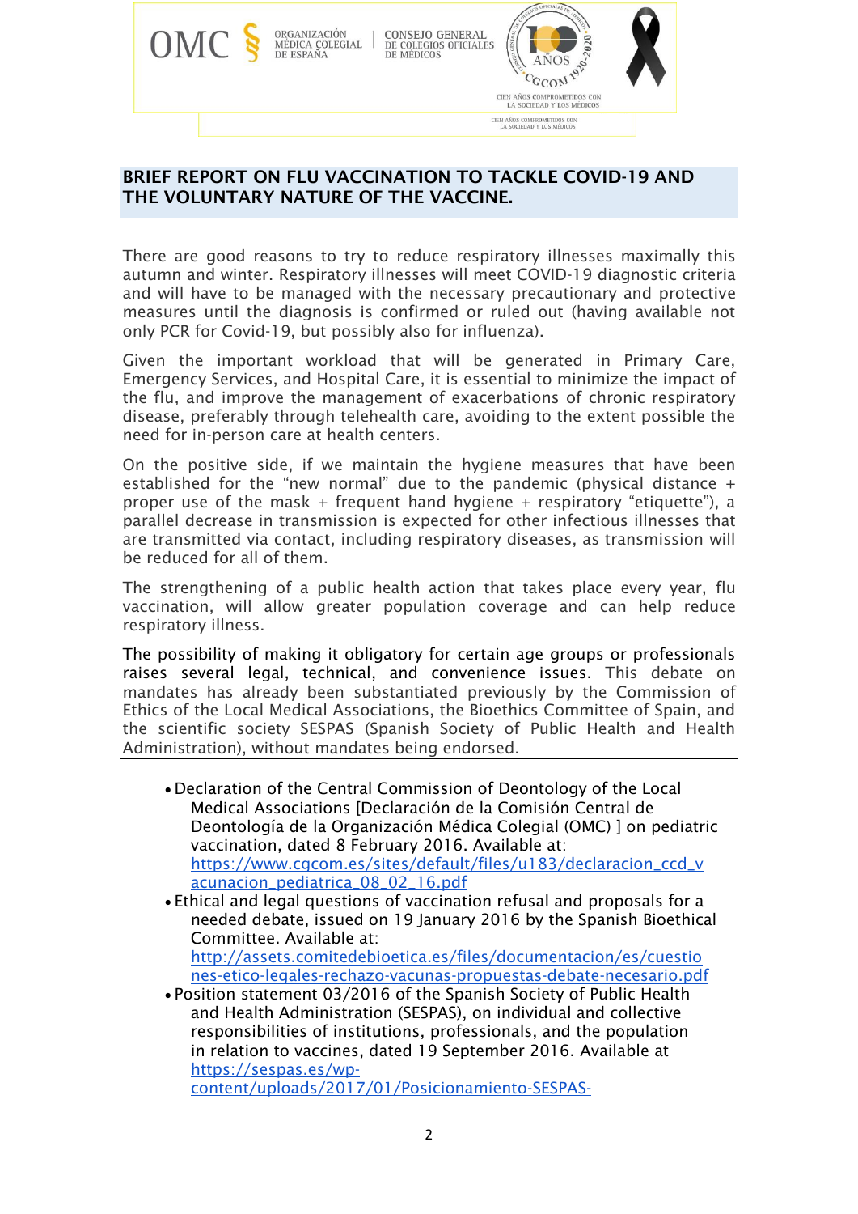## BRIEF REPORT ON FLU VACCINATION TO TACKLE COVID-19 AND THE VOLUNTARY NATURE OF THE VACCINE.

There are good reasons to try to reduce respiratory illnesses maximally this autumn and winter. Respiratory illnesses will meet COVID-19 diagnostic criteria and will have to be managed with the necessary precautionary and protective measures until the diagnosis is confirmed or ruled out (having available not only PCR for Covid-19, but possibly also for influenza).

Given the important workload that will be generated in Primary Care, Emergency Services, and Hospital Care, it is essential to minimize the impact of the flu, and improve the management of exacerbations of chronic respiratory disease, preferably through telehealth care, avoiding to the extent possible the need for in-person care at health centers.

On the positive side, if we maintain the hygiene measures that have been established for the "new normal" due to the pandemic (physical distance + proper use of the mask + frequent hand hygiene + respiratory "etiquette"), a parallel decrease in transmission is expected for other infectious illnesses that are transmitted via contact, including respiratory diseases, as transmission will be reduced for all of them.

The strengthening of a public health action that takes place every year, flu vaccination, will allow greater population coverage and can help reduce respiratory illness.

The possibility of making it obligatory for certain age groups or professionals raises several legal, technical, and convenience issues. This debate on mandates has already been substantiated previously by the Commission of Ethics of the Local Medical Associations, the Bioethics Committee of Spain, and the scientific society SESPAS (Spanish Society of Public Health and Health Administration), without mandates being endorsed.

- Declaration of the Central Commission of Deontology of the Local Medical Associations [Declaración de la Comisión Central de Deontología de la Organización Médica Colegial (OMC) ] on pediatric vaccination, dated 8 February 2016. Available at: https://www.cgcom.es/sites/default/files/u183/declaracion_ccd_vacunacion_pediatrica_08_02_16.pdf
- Ethical and legal questions of vaccination refusal and proposals for a needed debate, issued on 19 January 2016 by the Spanish Bioethical Committee. Available at: http://assets.comitedebioetica.es/files/documentacion/es/cuestiones-etico-legales-rechazo-vacunas-propuestas-debate-necesario.pdf
- Position statement 03/2016 of the Spanish Society of Public Health and Health Administration (SESPAS), on individual and collective responsibilities of institutions, professionals, and the population in relation to vaccines, dated 19 September 2016. Available at https://sespas.es/wp-content/uploads/2017/01/Posicionamiento-SESPAS-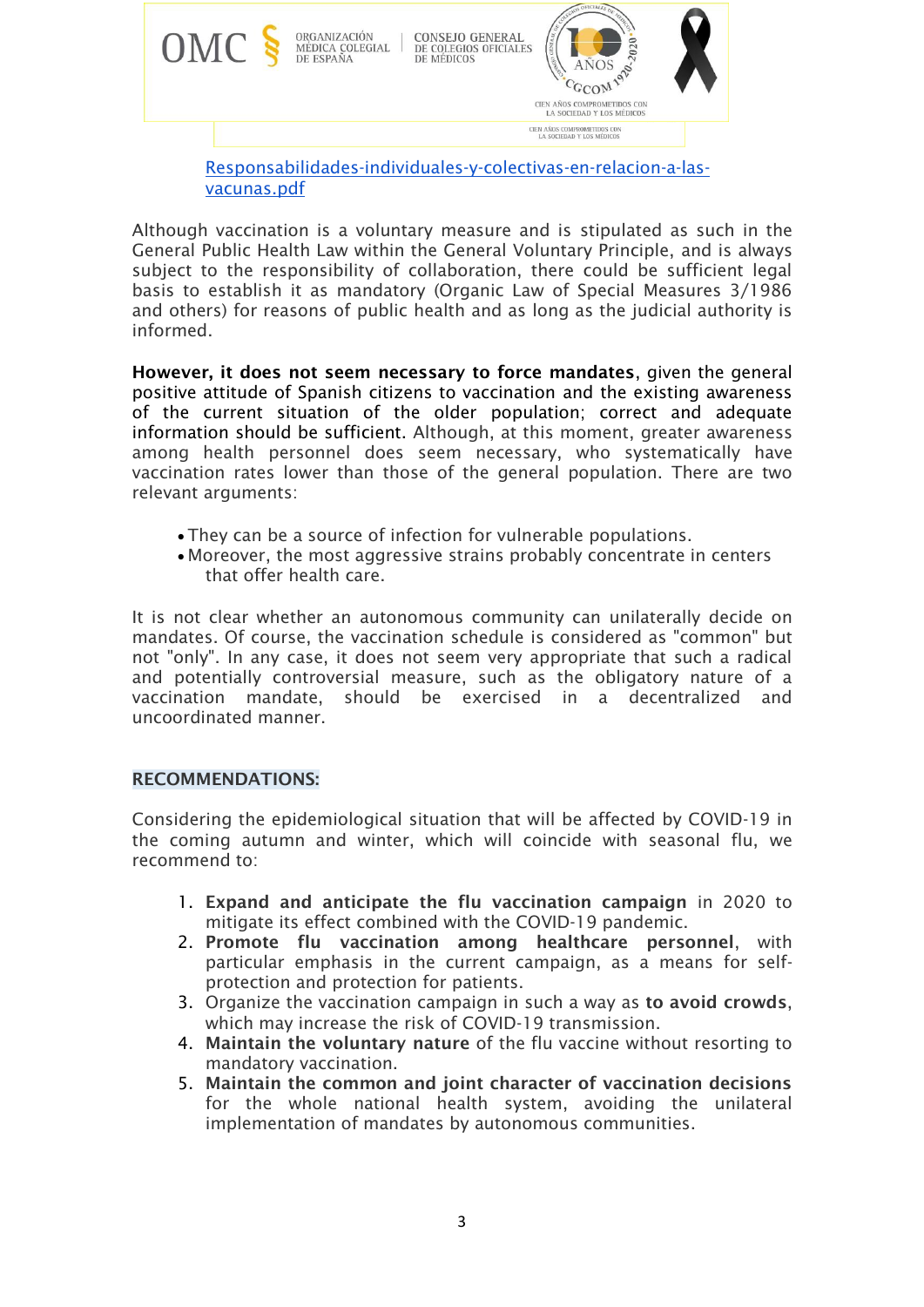[Responsabilidades-individuales-y-colectivas-en-relacion-a-las-vacunas.pdf]()

Although vaccination is a voluntary measure and is stipulated as such in the General Public Health Law within the General Voluntary Principle, and is always subject to the responsibility of collaboration, there could be sufficient legal basis to establish it as mandatory (Organic Law of Special Measures 3/1986 and others) for reasons of public health and as long as the judicial authority is informed.

**However, it does not seem necessary to force mandates**, given the general positive attitude of Spanish citizens to vaccination and the existing awareness of the current situation of the older population; correct and adequate information should be sufficient. Although, at this moment, greater awareness among health personnel does seem necessary, who systematically have vaccination rates lower than those of the general population. There are two relevant arguments:

- They can be a source of infection for vulnerable populations.
- Moreover, the most aggressive strains probably concentrate in centers that offer health care.

It is not clear whether an autonomous community can unilaterally decide on mandates. Of course, the vaccination schedule is considered as "common" but not "only". In any case, it does not seem very appropriate that such a radical and potentially controversial measure, such as the obligatory nature of a vaccination mandate, should be exercised in a decentralized and uncoordinated manner.

## RECOMMENDATIONS:

Considering the epidemiological situation that will be affected by COVID-19 in the coming autumn and winter, which will coincide with seasonal flu, we recommend to:

1. **Expand and anticipate the flu vaccination campaign** in 2020 to mitigate its effect combined with the COVID-19 pandemic.
2. **Promote flu vaccination among healthcare personnel**, with particular emphasis in the current campaign, as a means for self-protection and protection for patients.
3. Organize the vaccination campaign in such a way as **to avoid crowds**, which may increase the risk of COVID-19 transmission.
4. **Maintain the voluntary nature** of the flu vaccine without resorting to mandatory vaccination.
5. **Maintain the common and joint character of vaccination decisions** for the whole national health system, avoiding the unilateral implementation of mandates by autonomous communities.